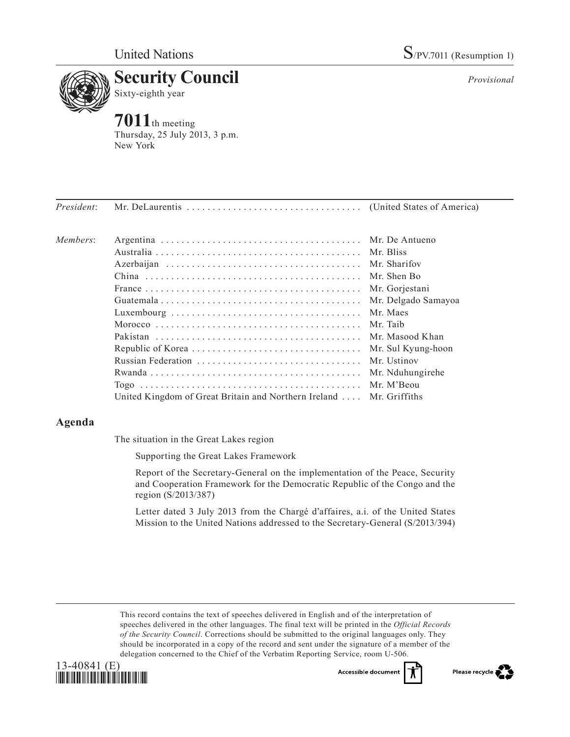United Nations

S/PV.7011 (Resumption 1)

# Security Council

Sixty-eighth year

*Provisional*

**7011**th meeting
Thursday, 25 July 2013, 3 p.m.
New York

| | | |
|---|---|---|
| *President*: | Mr. DeLaurentis | (United States of America) |
| *Members*: | Argentina | Mr. De Antueno |
| | Australia | Mr. Bliss |
| | Azerbaijan | Mr. Sharifov |
| | China | Mr. Shen Bo |
| | France | Mr. Gorjestani |
| | Guatemala | Mr. Delgado Samayoa |
| | Luxembourg | Mr. Maes |
| | Morocco | Mr. Taib |
| | Pakistan | Mr. Masood Khan |
| | Republic of Korea | Mr. Sul Kyung-hoon |
| | Russian Federation | Mr. Ustinov |
| | Rwanda | Mr. Nduhungirehe |
| | Togo | Mr. M'Beou |
| | United Kingdom of Great Britain and Northern Ireland | Mr. Griffiths |

## Agenda

The situation in the Great Lakes region

Supporting the Great Lakes Framework

Report of the Secretary-General on the implementation of the Peace, Security and Cooperation Framework for the Democratic Republic of the Congo and the region (S/2013/387)

Letter dated 3 July 2013 from the Chargé d'affaires, a.i. of the United States Mission to the United Nations addressed to the Secretary-General (S/2013/394)

This record contains the text of speeches delivered in English and of the interpretation of speeches delivered in the other languages. The final text will be printed in the *Official Records of the Security Council*. Corrections should be submitted to the original languages only. They should be incorporated in a copy of the record and sent under the signature of a member of the delegation concerned to the Chief of the Verbatim Reporting Service, room U-506.

13-40841 (E)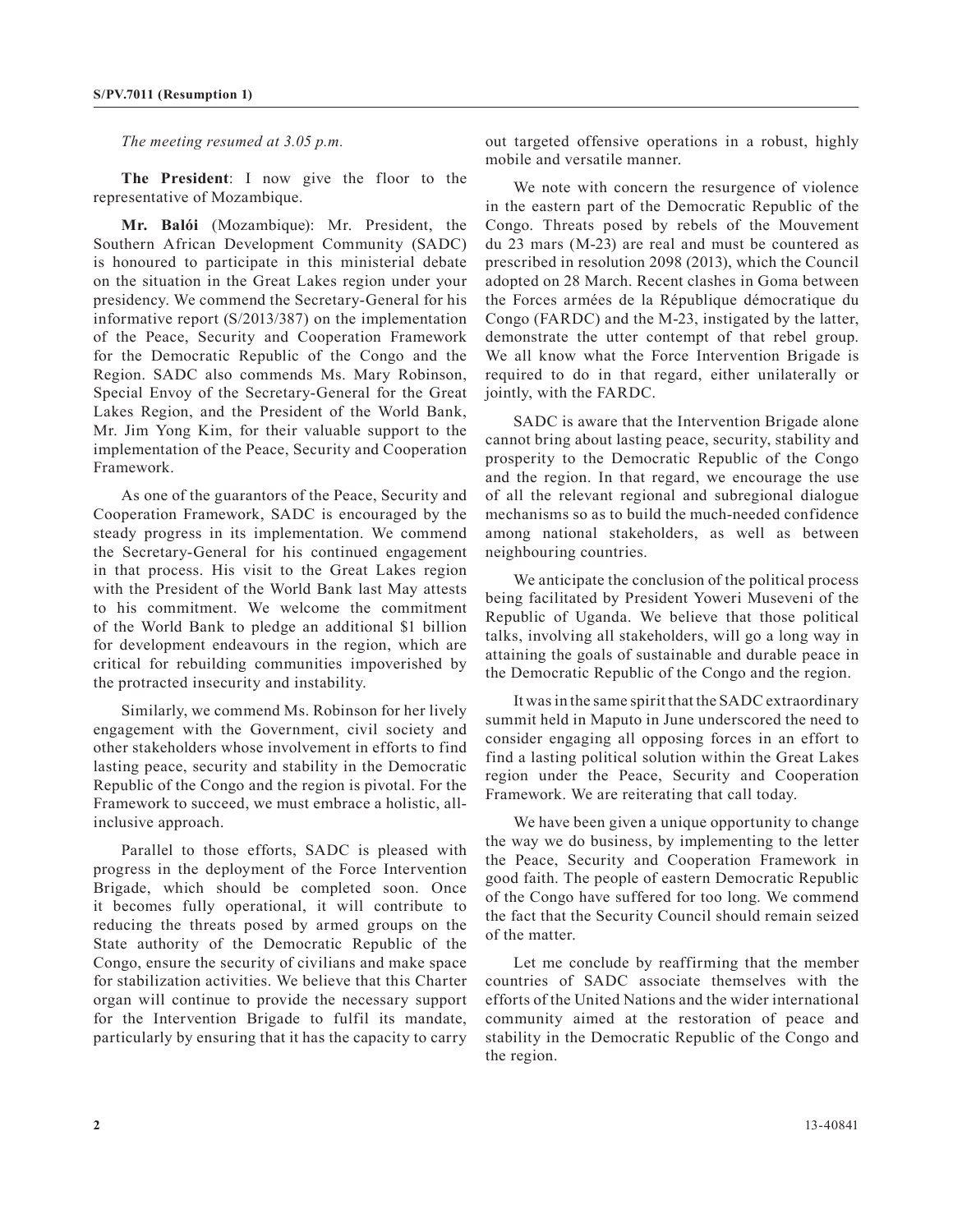*The meeting resumed at 3.05 p.m.*

**The President**: I now give the floor to the representative of Mozambique.

**Mr. Balói** (Mozambique): Mr. President, the Southern African Development Community (SADC) is honoured to participate in this ministerial debate on the situation in the Great Lakes region under your presidency. We commend the Secretary-General for his informative report (S/2013/387) on the implementation of the Peace, Security and Cooperation Framework for the Democratic Republic of the Congo and the Region. SADC also commends Ms. Mary Robinson, Special Envoy of the Secretary-General for the Great Lakes Region, and the President of the World Bank, Mr. Jim Yong Kim, for their valuable support to the implementation of the Peace, Security and Cooperation Framework.

As one of the guarantors of the Peace, Security and Cooperation Framework, SADC is encouraged by the steady progress in its implementation. We commend the Secretary-General for his continued engagement in that process. His visit to the Great Lakes region with the President of the World Bank last May attests to his commitment. We welcome the commitment of the World Bank to pledge an additional $1 billion for development endeavours in the region, which are critical for rebuilding communities impoverished by the protracted insecurity and instability.

Similarly, we commend Ms. Robinson for her lively engagement with the Government, civil society and other stakeholders whose involvement in efforts to find lasting peace, security and stability in the Democratic Republic of the Congo and the region is pivotal. For the Framework to succeed, we must embrace a holistic, all-inclusive approach.

Parallel to those efforts, SADC is pleased with progress in the deployment of the Force Intervention Brigade, which should be completed soon. Once it becomes fully operational, it will contribute to reducing the threats posed by armed groups on the State authority of the Democratic Republic of the Congo, ensure the security of civilians and make space for stabilization activities. We believe that this Charter organ will continue to provide the necessary support for the Intervention Brigade to fulfil its mandate, particularly by ensuring that it has the capacity to carry out targeted offensive operations in a robust, highly mobile and versatile manner.

We note with concern the resurgence of violence in the eastern part of the Democratic Republic of the Congo. Threats posed by rebels of the Mouvement du 23 mars (M-23) are real and must be countered as prescribed in resolution 2098 (2013), which the Council adopted on 28 March. Recent clashes in Goma between the Forces armées de la République démocratique du Congo (FARDC) and the M-23, instigated by the latter, demonstrate the utter contempt of that rebel group. We all know what the Force Intervention Brigade is required to do in that regard, either unilaterally or jointly, with the FARDC.

SADC is aware that the Intervention Brigade alone cannot bring about lasting peace, security, stability and prosperity to the Democratic Republic of the Congo and the region. In that regard, we encourage the use of all the relevant regional and subregional dialogue mechanisms so as to build the much-needed confidence among national stakeholders, as well as between neighbouring countries.

We anticipate the conclusion of the political process being facilitated by President Yoweri Museveni of the Republic of Uganda. We believe that those political talks, involving all stakeholders, will go a long way in attaining the goals of sustainable and durable peace in the Democratic Republic of the Congo and the region.

It was in the same spirit that the SADC extraordinary summit held in Maputo in June underscored the need to consider engaging all opposing forces in an effort to find a lasting political solution within the Great Lakes region under the Peace, Security and Cooperation Framework. We are reiterating that call today.

We have been given a unique opportunity to change the way we do business, by implementing to the letter the Peace, Security and Cooperation Framework in good faith. The people of eastern Democratic Republic of the Congo have suffered for too long. We commend the fact that the Security Council should remain seized of the matter.

Let me conclude by reaffirming that the member countries of SADC associate themselves with the efforts of the United Nations and the wider international community aimed at the restoration of peace and stability in the Democratic Republic of the Congo and the region.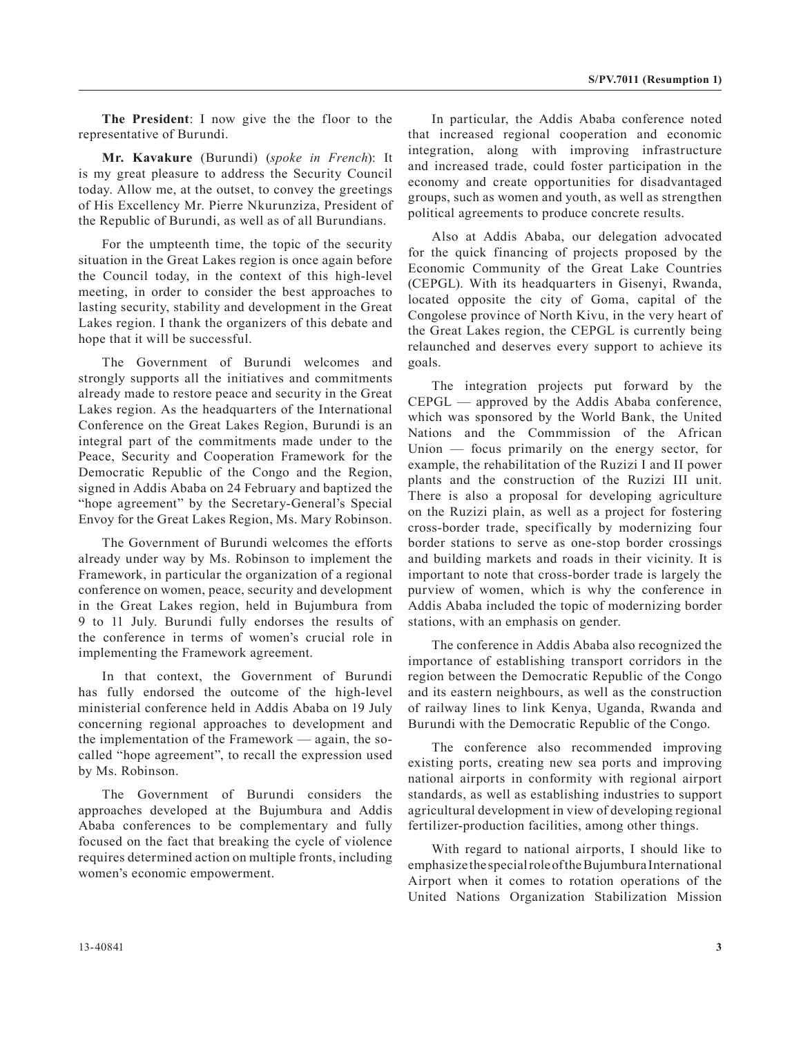**The President**: I now give the the floor to the representative of Burundi.

**Mr. Kavakure** (Burundi) (*spoke in French*): It is my great pleasure to address the Security Council today. Allow me, at the outset, to convey the greetings of His Excellency Mr. Pierre Nkurunziza, President of the Republic of Burundi, as well as of all Burundians.

For the umpteenth time, the topic of the security situation in the Great Lakes region is once again before the Council today, in the context of this high-level meeting, in order to consider the best approaches to lasting security, stability and development in the Great Lakes region. I thank the organizers of this debate and hope that it will be successful.

The Government of Burundi welcomes and strongly supports all the initiatives and commitments already made to restore peace and security in the Great Lakes region. As the headquarters of the International Conference on the Great Lakes Region, Burundi is an integral part of the commitments made under to the Peace, Security and Cooperation Framework for the Democratic Republic of the Congo and the Region, signed in Addis Ababa on 24 February and baptized the "hope agreement" by the Secretary-General's Special Envoy for the Great Lakes Region, Ms. Mary Robinson.

The Government of Burundi welcomes the efforts already under way by Ms. Robinson to implement the Framework, in particular the organization of a regional conference on women, peace, security and development in the Great Lakes region, held in Bujumbura from 9 to 11 July. Burundi fully endorses the results of the conference in terms of women's crucial role in implementing the Framework agreement.

In that context, the Government of Burundi has fully endorsed the outcome of the high-level ministerial conference held in Addis Ababa on 19 July concerning regional approaches to development and the implementation of the Framework — again, the so-called "hope agreement", to recall the expression used by Ms. Robinson.

The Government of Burundi considers the approaches developed at the Bujumbura and Addis Ababa conferences to be complementary and fully focused on the fact that breaking the cycle of violence requires determined action on multiple fronts, including women's economic empowerment.

In particular, the Addis Ababa conference noted that increased regional cooperation and economic integration, along with improving infrastructure and increased trade, could foster participation in the economy and create opportunities for disadvantaged groups, such as women and youth, as well as strengthen political agreements to produce concrete results.

Also at Addis Ababa, our delegation advocated for the quick financing of projects proposed by the Economic Community of the Great Lake Countries (CEPGL). With its headquarters in Gisenyi, Rwanda, located opposite the city of Goma, capital of the Congolese province of North Kivu, in the very heart of the Great Lakes region, the CEPGL is currently being relaunched and deserves every support to achieve its goals.

The integration projects put forward by the CEPGL — approved by the Addis Ababa conference, which was sponsored by the World Bank, the United Nations and the Commmission of the African Union — focus primarily on the energy sector, for example, the rehabilitation of the Ruzizi I and II power plants and the construction of the Ruzizi III unit. There is also a proposal for developing agriculture on the Ruzizi plain, as well as a project for fostering cross-border trade, specifically by modernizing four border stations to serve as one-stop border crossings and building markets and roads in their vicinity. It is important to note that cross-border trade is largely the purview of women, which is why the conference in Addis Ababa included the topic of modernizing border stations, with an emphasis on gender.

The conference in Addis Ababa also recognized the importance of establishing transport corridors in the region between the Democratic Republic of the Congo and its eastern neighbours, as well as the construction of railway lines to link Kenya, Uganda, Rwanda and Burundi with the Democratic Republic of the Congo.

The conference also recommended improving existing ports, creating new sea ports and improving national airports in conformity with regional airport standards, as well as establishing industries to support agricultural development in view of developing regional fertilizer-production facilities, among other things.

With regard to national airports, I should like to emphasize the special role of the Bujumbura International Airport when it comes to rotation operations of the United Nations Organization Stabilization Mission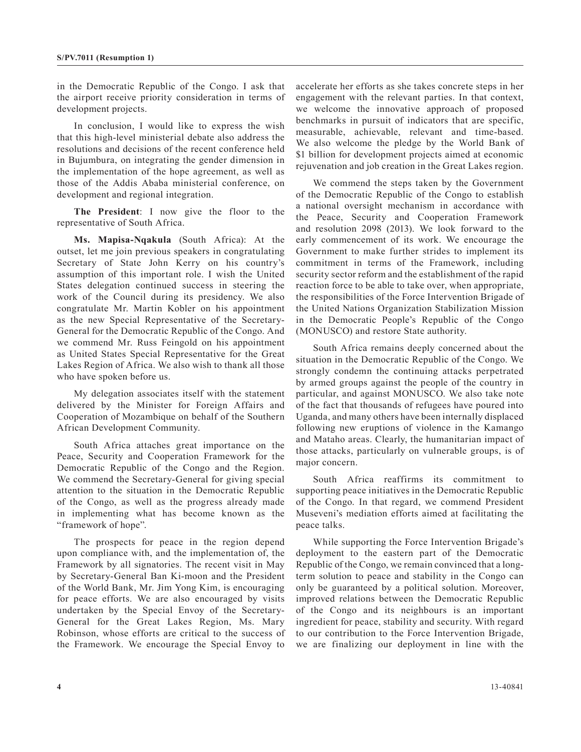in the Democratic Republic of the Congo. I ask that the airport receive priority consideration in terms of development projects.

In conclusion, I would like to express the wish that this high-level ministerial debate also address the resolutions and decisions of the recent conference held in Bujumbura, on integrating the gender dimension in the implementation of the hope agreement, as well as those of the Addis Ababa ministerial conference, on development and regional integration.

**The President**: I now give the floor to the representative of South Africa.

**Ms. Mapisa-Nqakula** (South Africa): At the outset, let me join previous speakers in congratulating Secretary of State John Kerry on his country's assumption of this important role. I wish the United States delegation continued success in steering the work of the Council during its presidency. We also congratulate Mr. Martin Kobler on his appointment as the new Special Representative of the Secretary-General for the Democratic Republic of the Congo. And we commend Mr. Russ Feingold on his appointment as United States Special Representative for the Great Lakes Region of Africa. We also wish to thank all those who have spoken before us.

My delegation associates itself with the statement delivered by the Minister for Foreign Affairs and Cooperation of Mozambique on behalf of the Southern African Development Community.

South Africa attaches great importance on the Peace, Security and Cooperation Framework for the Democratic Republic of the Congo and the Region. We commend the Secretary-General for giving special attention to the situation in the Democratic Republic of the Congo, as well as the progress already made in implementing what has become known as the "framework of hope".

The prospects for peace in the region depend upon compliance with, and the implementation of, the Framework by all signatories. The recent visit in May by Secretary-General Ban Ki-moon and the President of the World Bank, Mr. Jim Yong Kim, is encouraging for peace efforts. We are also encouraged by visits undertaken by the Special Envoy of the Secretary-General for the Great Lakes Region, Ms. Mary Robinson, whose efforts are critical to the success of the Framework. We encourage the Special Envoy to accelerate her efforts as she takes concrete steps in her engagement with the relevant parties. In that context, we welcome the innovative approach of proposed benchmarks in pursuit of indicators that are specific, measurable, achievable, relevant and time-based. We also welcome the pledge by the World Bank of $1 billion for development projects aimed at economic rejuvenation and job creation in the Great Lakes region.

We commend the steps taken by the Government of the Democratic Republic of the Congo to establish a national oversight mechanism in accordance with the Peace, Security and Cooperation Framework and resolution 2098 (2013). We look forward to the early commencement of its work. We encourage the Government to make further strides to implement its commitment in terms of the Framework, including security sector reform and the establishment of the rapid reaction force to be able to take over, when appropriate, the responsibilities of the Force Intervention Brigade of the United Nations Organization Stabilization Mission in the Democratic People's Republic of the Congo (MONUSCO) and restore State authority.

South Africa remains deeply concerned about the situation in the Democratic Republic of the Congo. We strongly condemn the continuing attacks perpetrated by armed groups against the people of the country in particular, and against MONUSCO. We also take note of the fact that thousands of refugees have poured into Uganda, and many others have been internally displaced following new eruptions of violence in the Kamango and Mataho areas. Clearly, the humanitarian impact of those attacks, particularly on vulnerable groups, is of major concern.

South Africa reaffirms its commitment to supporting peace initiatives in the Democratic Republic of the Congo. In that regard, we commend President Museveni's mediation efforts aimed at facilitating the peace talks.

While supporting the Force Intervention Brigade's deployment to the eastern part of the Democratic Republic of the Congo, we remain convinced that a long-term solution to peace and stability in the Congo can only be guaranteed by a political solution. Moreover, improved relations between the Democratic Republic of the Congo and its neighbours is an important ingredient for peace, stability and security. With regard to our contribution to the Force Intervention Brigade, we are finalizing our deployment in line with the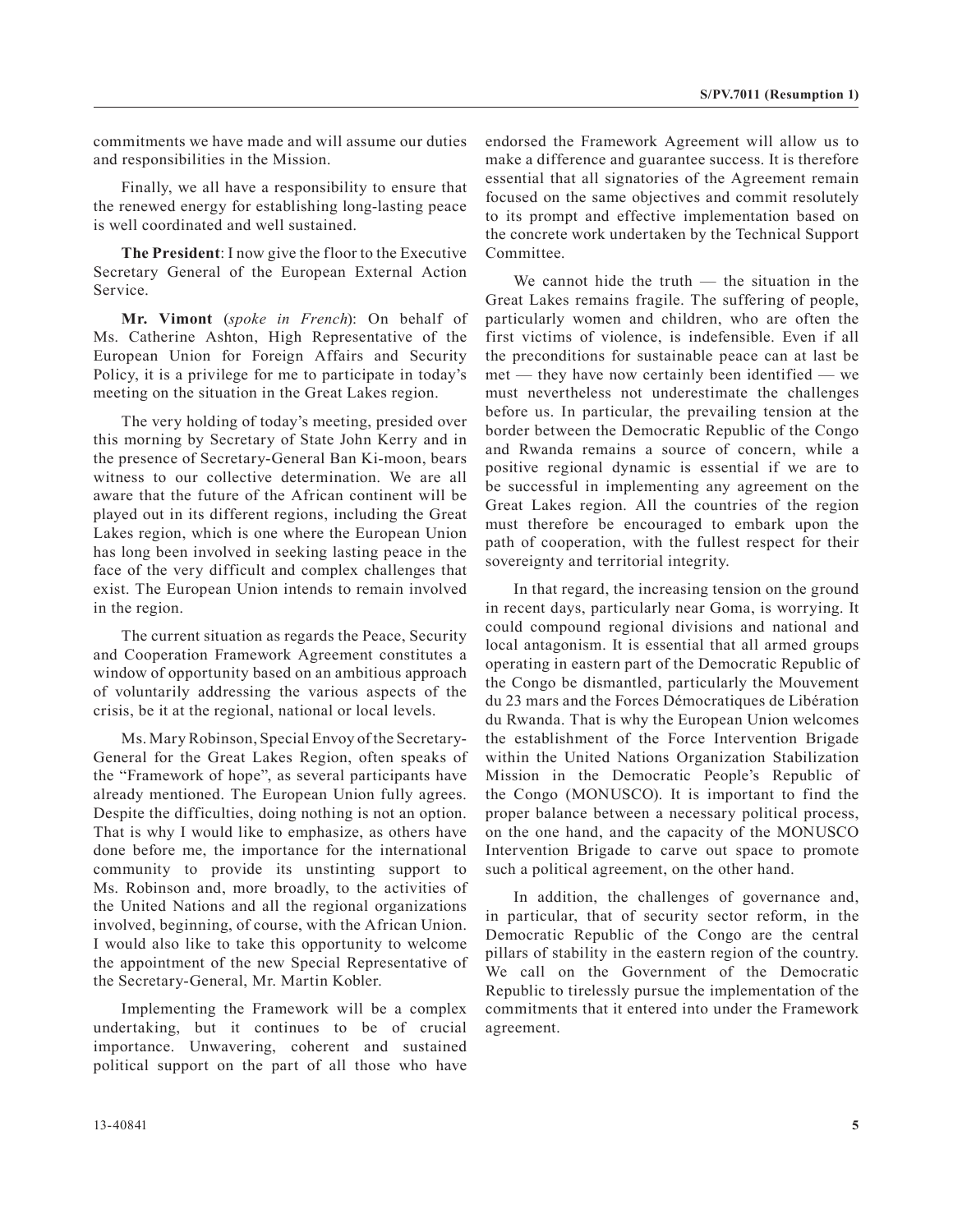commitments we have made and will assume our duties and responsibilities in the Mission.

Finally, we all have a responsibility to ensure that the renewed energy for establishing long-lasting peace is well coordinated and well sustained.

**The President**: I now give the floor to the Executive Secretary General of the European External Action Service.

**Mr. Vimont** (*spoke in French*): On behalf of Ms. Catherine Ashton, High Representative of the European Union for Foreign Affairs and Security Policy, it is a privilege for me to participate in today's meeting on the situation in the Great Lakes region.

The very holding of today's meeting, presided over this morning by Secretary of State John Kerry and in the presence of Secretary-General Ban Ki-moon, bears witness to our collective determination. We are all aware that the future of the African continent will be played out in its different regions, including the Great Lakes region, which is one where the European Union has long been involved in seeking lasting peace in the face of the very difficult and complex challenges that exist. The European Union intends to remain involved in the region.

The current situation as regards the Peace, Security and Cooperation Framework Agreement constitutes a window of opportunity based on an ambitious approach of voluntarily addressing the various aspects of the crisis, be it at the regional, national or local levels.

Ms. Mary Robinson, Special Envoy of the Secretary-General for the Great Lakes Region, often speaks of the "Framework of hope", as several participants have already mentioned. The European Union fully agrees. Despite the difficulties, doing nothing is not an option. That is why I would like to emphasize, as others have done before me, the importance for the international community to provide its unstinting support to Ms. Robinson and, more broadly, to the activities of the United Nations and all the regional organizations involved, beginning, of course, with the African Union. I would also like to take this opportunity to welcome the appointment of the new Special Representative of the Secretary-General, Mr. Martin Kobler.

Implementing the Framework will be a complex undertaking, but it continues to be of crucial importance. Unwavering, coherent and sustained political support on the part of all those who have endorsed the Framework Agreement will allow us to make a difference and guarantee success. It is therefore essential that all signatories of the Agreement remain focused on the same objectives and commit resolutely to its prompt and effective implementation based on the concrete work undertaken by the Technical Support Committee.

We cannot hide the truth — the situation in the Great Lakes remains fragile. The suffering of people, particularly women and children, who are often the first victims of violence, is indefensible. Even if all the preconditions for sustainable peace can at last be met — they have now certainly been identified — we must nevertheless not underestimate the challenges before us. In particular, the prevailing tension at the border between the Democratic Republic of the Congo and Rwanda remains a source of concern, while a positive regional dynamic is essential if we are to be successful in implementing any agreement on the Great Lakes region. All the countries of the region must therefore be encouraged to embark upon the path of cooperation, with the fullest respect for their sovereignty and territorial integrity.

In that regard, the increasing tension on the ground in recent days, particularly near Goma, is worrying. It could compound regional divisions and national and local antagonism. It is essential that all armed groups operating in eastern part of the Democratic Republic of the Congo be dismantled, particularly the Mouvement du 23 mars and the Forces Démocratiques de Libération du Rwanda. That is why the European Union welcomes the establishment of the Force Intervention Brigade within the United Nations Organization Stabilization Mission in the Democratic People's Republic of the Congo (MONUSCO). It is important to find the proper balance between a necessary political process, on the one hand, and the capacity of the MONUSCO Intervention Brigade to carve out space to promote such a political agreement, on the other hand.

In addition, the challenges of governance and, in particular, that of security sector reform, in the Democratic Republic of the Congo are the central pillars of stability in the eastern region of the country. We call on the Government of the Democratic Republic to tirelessly pursue the implementation of the commitments that it entered into under the Framework agreement.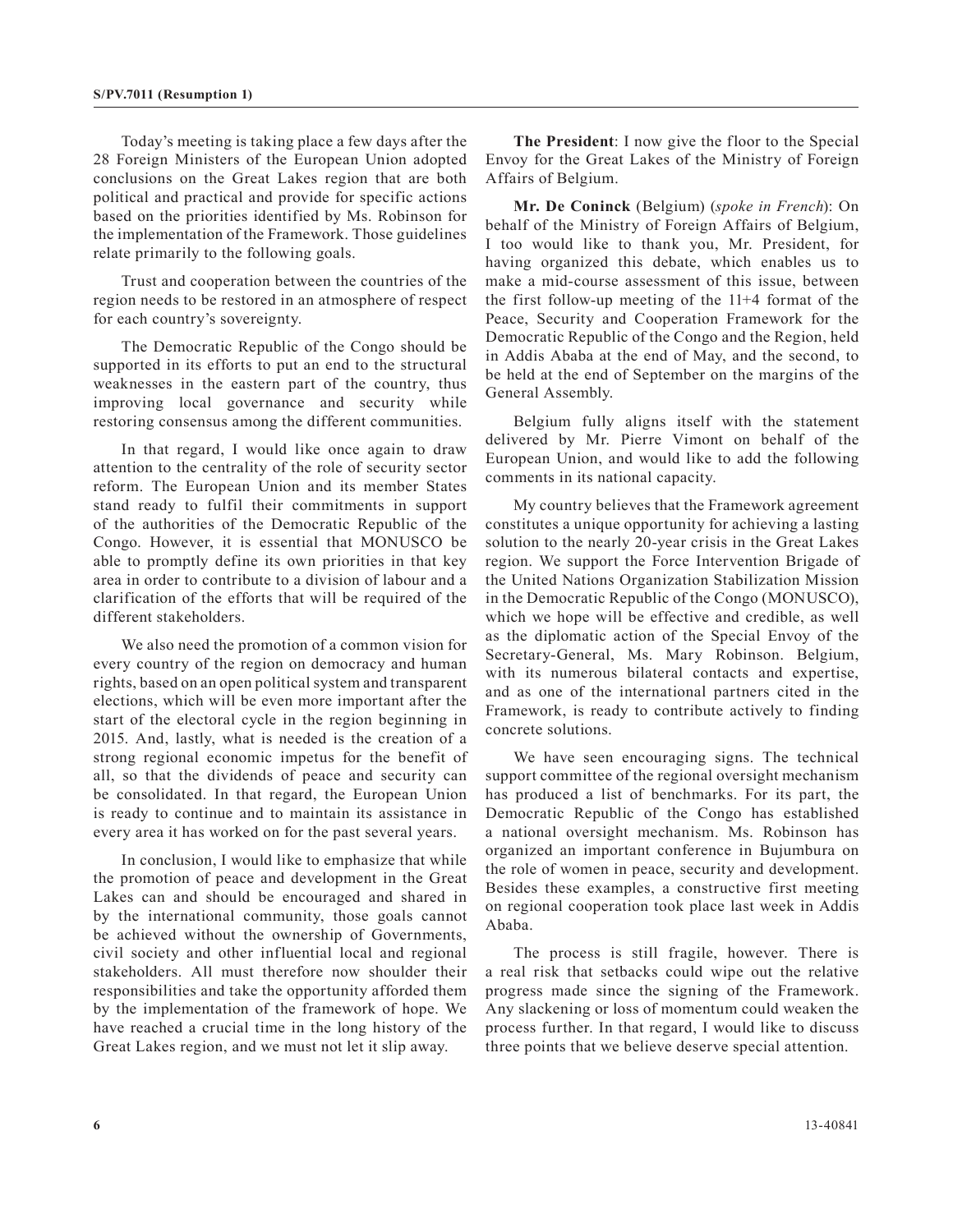Today's meeting is taking place a few days after the 28 Foreign Ministers of the European Union adopted conclusions on the Great Lakes region that are both political and practical and provide for specific actions based on the priorities identified by Ms. Robinson for the implementation of the Framework. Those guidelines relate primarily to the following goals.

Trust and cooperation between the countries of the region needs to be restored in an atmosphere of respect for each country's sovereignty.

The Democratic Republic of the Congo should be supported in its efforts to put an end to the structural weaknesses in the eastern part of the country, thus improving local governance and security while restoring consensus among the different communities.

In that regard, I would like once again to draw attention to the centrality of the role of security sector reform. The European Union and its member States stand ready to fulfil their commitments in support of the authorities of the Democratic Republic of the Congo. However, it is essential that MONUSCO be able to promptly define its own priorities in that key area in order to contribute to a division of labour and a clarification of the efforts that will be required of the different stakeholders.

We also need the promotion of a common vision for every country of the region on democracy and human rights, based on an open political system and transparent elections, which will be even more important after the start of the electoral cycle in the region beginning in 2015. And, lastly, what is needed is the creation of a strong regional economic impetus for the benefit of all, so that the dividends of peace and security can be consolidated. In that regard, the European Union is ready to continue and to maintain its assistance in every area it has worked on for the past several years.

In conclusion, I would like to emphasize that while the promotion of peace and development in the Great Lakes can and should be encouraged and shared in by the international community, those goals cannot be achieved without the ownership of Governments, civil society and other influential local and regional stakeholders. All must therefore now shoulder their responsibilities and take the opportunity afforded them by the implementation of the framework of hope. We have reached a crucial time in the long history of the Great Lakes region, and we must not let it slip away.

**The President**: I now give the floor to the Special Envoy for the Great Lakes of the Ministry of Foreign Affairs of Belgium.

**Mr. De Coninck** (Belgium) (*spoke in French*): On behalf of the Ministry of Foreign Affairs of Belgium, I too would like to thank you, Mr. President, for having organized this debate, which enables us to make a mid-course assessment of this issue, between the first follow-up meeting of the 11+4 format of the Peace, Security and Cooperation Framework for the Democratic Republic of the Congo and the Region, held in Addis Ababa at the end of May, and the second, to be held at the end of September on the margins of the General Assembly.

Belgium fully aligns itself with the statement delivered by Mr. Pierre Vimont on behalf of the European Union, and would like to add the following comments in its national capacity.

My country believes that the Framework agreement constitutes a unique opportunity for achieving a lasting solution to the nearly 20-year crisis in the Great Lakes region. We support the Force Intervention Brigade of the United Nations Organization Stabilization Mission in the Democratic Republic of the Congo (MONUSCO), which we hope will be effective and credible, as well as the diplomatic action of the Special Envoy of the Secretary-General, Ms. Mary Robinson. Belgium, with its numerous bilateral contacts and expertise, and as one of the international partners cited in the Framework, is ready to contribute actively to finding concrete solutions.

We have seen encouraging signs. The technical support committee of the regional oversight mechanism has produced a list of benchmarks. For its part, the Democratic Republic of the Congo has established a national oversight mechanism. Ms. Robinson has organized an important conference in Bujumbura on the role of women in peace, security and development. Besides these examples, a constructive first meeting on regional cooperation took place last week in Addis Ababa.

The process is still fragile, however. There is a real risk that setbacks could wipe out the relative progress made since the signing of the Framework. Any slackening or loss of momentum could weaken the process further. In that regard, I would like to discuss three points that we believe deserve special attention.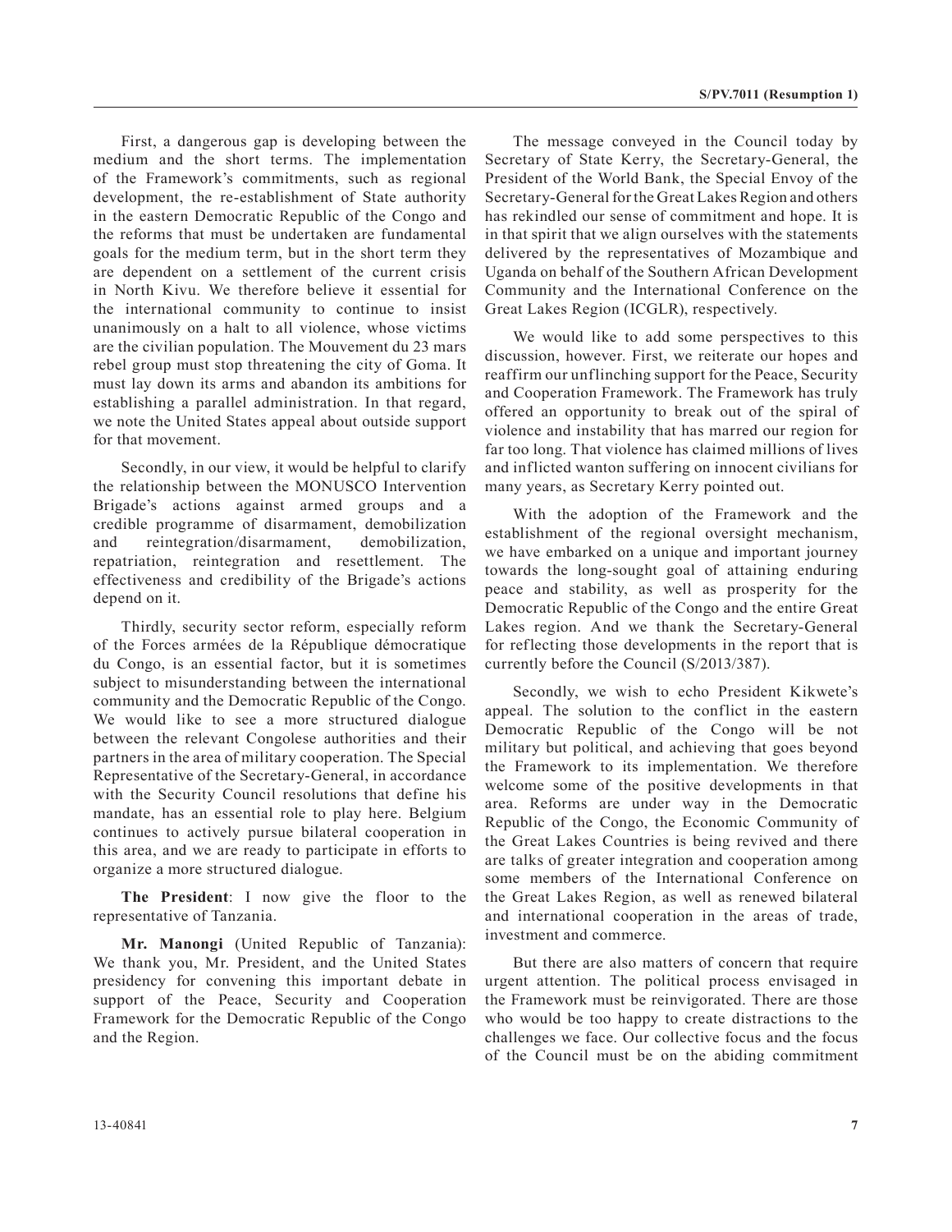First, a dangerous gap is developing between the medium and the short terms. The implementation of the Framework's commitments, such as regional development, the re-establishment of State authority in the eastern Democratic Republic of the Congo and the reforms that must be undertaken are fundamental goals for the medium term, but in the short term they are dependent on a settlement of the current crisis in North Kivu. We therefore believe it essential for the international community to continue to insist unanimously on a halt to all violence, whose victims are the civilian population. The Mouvement du 23 mars rebel group must stop threatening the city of Goma. It must lay down its arms and abandon its ambitions for establishing a parallel administration. In that regard, we note the United States appeal about outside support for that movement.

Secondly, in our view, it would be helpful to clarify the relationship between the MONUSCO Intervention Brigade's actions against armed groups and a credible programme of disarmament, demobilization and reintegration/disarmament, demobilization, repatriation, reintegration and resettlement. The effectiveness and credibility of the Brigade's actions depend on it.

Thirdly, security sector reform, especially reform of the Forces armées de la République démocratique du Congo, is an essential factor, but it is sometimes subject to misunderstanding between the international community and the Democratic Republic of the Congo. We would like to see a more structured dialogue between the relevant Congolese authorities and their partners in the area of military cooperation. The Special Representative of the Secretary-General, in accordance with the Security Council resolutions that define his mandate, has an essential role to play here. Belgium continues to actively pursue bilateral cooperation in this area, and we are ready to participate in efforts to organize a more structured dialogue.

**The President**: I now give the floor to the representative of Tanzania.

**Mr. Manongi** (United Republic of Tanzania): We thank you, Mr. President, and the United States presidency for convening this important debate in support of the Peace, Security and Cooperation Framework for the Democratic Republic of the Congo and the Region.

The message conveyed in the Council today by Secretary of State Kerry, the Secretary-General, the President of the World Bank, the Special Envoy of the Secretary-General for the Great Lakes Region and others has rekindled our sense of commitment and hope. It is in that spirit that we align ourselves with the statements delivered by the representatives of Mozambique and Uganda on behalf of the Southern African Development Community and the International Conference on the Great Lakes Region (ICGLR), respectively.

We would like to add some perspectives to this discussion, however. First, we reiterate our hopes and reaffirm our unflinching support for the Peace, Security and Cooperation Framework. The Framework has truly offered an opportunity to break out of the spiral of violence and instability that has marred our region for far too long. That violence has claimed millions of lives and inflicted wanton suffering on innocent civilians for many years, as Secretary Kerry pointed out.

With the adoption of the Framework and the establishment of the regional oversight mechanism, we have embarked on a unique and important journey towards the long-sought goal of attaining enduring peace and stability, as well as prosperity for the Democratic Republic of the Congo and the entire Great Lakes region. And we thank the Secretary-General for reflecting those developments in the report that is currently before the Council (S/2013/387).

Secondly, we wish to echo President Kikwete's appeal. The solution to the conflict in the eastern Democratic Republic of the Congo will be not military but political, and achieving that goes beyond the Framework to its implementation. We therefore welcome some of the positive developments in that area. Reforms are under way in the Democratic Republic of the Congo, the Economic Community of the Great Lakes Countries is being revived and there are talks of greater integration and cooperation among some members of the International Conference on the Great Lakes Region, as well as renewed bilateral and international cooperation in the areas of trade, investment and commerce.

But there are also matters of concern that require urgent attention. The political process envisaged in the Framework must be reinvigorated. There are those who would be too happy to create distractions to the challenges we face. Our collective focus and the focus of the Council must be on the abiding commitment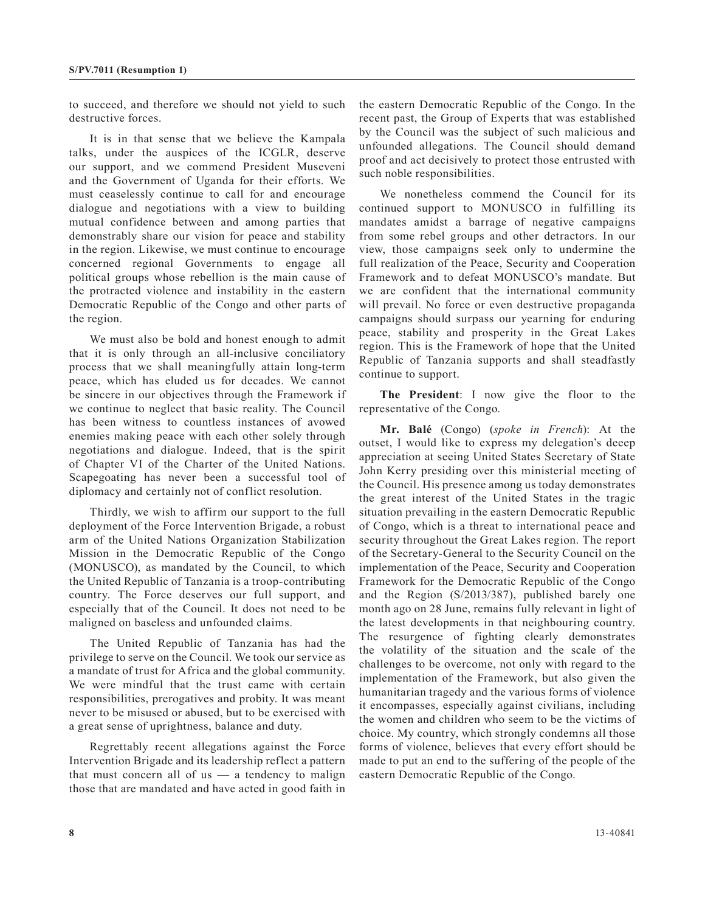to succeed, and therefore we should not yield to such destructive forces.

It is in that sense that we believe the Kampala talks, under the auspices of the ICGLR, deserve our support, and we commend President Museveni and the Government of Uganda for their efforts. We must ceaselessly continue to call for and encourage dialogue and negotiations with a view to building mutual confidence between and among parties that demonstrably share our vision for peace and stability in the region. Likewise, we must continue to encourage concerned regional Governments to engage all political groups whose rebellion is the main cause of the protracted violence and instability in the eastern Democratic Republic of the Congo and other parts of the region.

We must also be bold and honest enough to admit that it is only through an all-inclusive conciliatory process that we shall meaningfully attain long-term peace, which has eluded us for decades. We cannot be sincere in our objectives through the Framework if we continue to neglect that basic reality. The Council has been witness to countless instances of avowed enemies making peace with each other solely through negotiations and dialogue. Indeed, that is the spirit of Chapter VI of the Charter of the United Nations. Scapegoating has never been a successful tool of diplomacy and certainly not of conflict resolution.

Thirdly, we wish to affirm our support to the full deployment of the Force Intervention Brigade, a robust arm of the United Nations Organization Stabilization Mission in the Democratic Republic of the Congo (MONUSCO), as mandated by the Council, to which the United Republic of Tanzania is a troop-contributing country. The Force deserves our full support, and especially that of the Council. It does not need to be maligned on baseless and unfounded claims.

The United Republic of Tanzania has had the privilege to serve on the Council. We took our service as a mandate of trust for Africa and the global community. We were mindful that the trust came with certain responsibilities, prerogatives and probity. It was meant never to be misused or abused, but to be exercised with a great sense of uprightness, balance and duty.

Regrettably recent allegations against the Force Intervention Brigade and its leadership reflect a pattern that must concern all of us — a tendency to malign those that are mandated and have acted in good faith in the eastern Democratic Republic of the Congo. In the recent past, the Group of Experts that was established by the Council was the subject of such malicious and unfounded allegations. The Council should demand proof and act decisively to protect those entrusted with such noble responsibilities.

We nonetheless commend the Council for its continued support to MONUSCO in fulfilling its mandates amidst a barrage of negative campaigns from some rebel groups and other detractors. In our view, those campaigns seek only to undermine the full realization of the Peace, Security and Cooperation Framework and to defeat MONUSCO's mandate. But we are confident that the international community will prevail. No force or even destructive propaganda campaigns should surpass our yearning for enduring peace, stability and prosperity in the Great Lakes region. This is the Framework of hope that the United Republic of Tanzania supports and shall steadfastly continue to support.

**The President**: I now give the floor to the representative of the Congo.

**Mr. Balé** (Congo) (*spoke in French*): At the outset, I would like to express my delegation's deeep appreciation at seeing United States Secretary of State John Kerry presiding over this ministerial meeting of the Council. His presence among us today demonstrates the great interest of the United States in the tragic situation prevailing in the eastern Democratic Republic of Congo, which is a threat to international peace and security throughout the Great Lakes region. The report of the Secretary-General to the Security Council on the implementation of the Peace, Security and Cooperation Framework for the Democratic Republic of the Congo and the Region (S/2013/387), published barely one month ago on 28 June, remains fully relevant in light of the latest developments in that neighbouring country. The resurgence of fighting clearly demonstrates the volatility of the situation and the scale of the challenges to be overcome, not only with regard to the implementation of the Framework, but also given the humanitarian tragedy and the various forms of violence it encompasses, especially against civilians, including the women and children who seem to be the victims of choice. My country, which strongly condemns all those forms of violence, believes that every effort should be made to put an end to the suffering of the people of the eastern Democratic Republic of the Congo.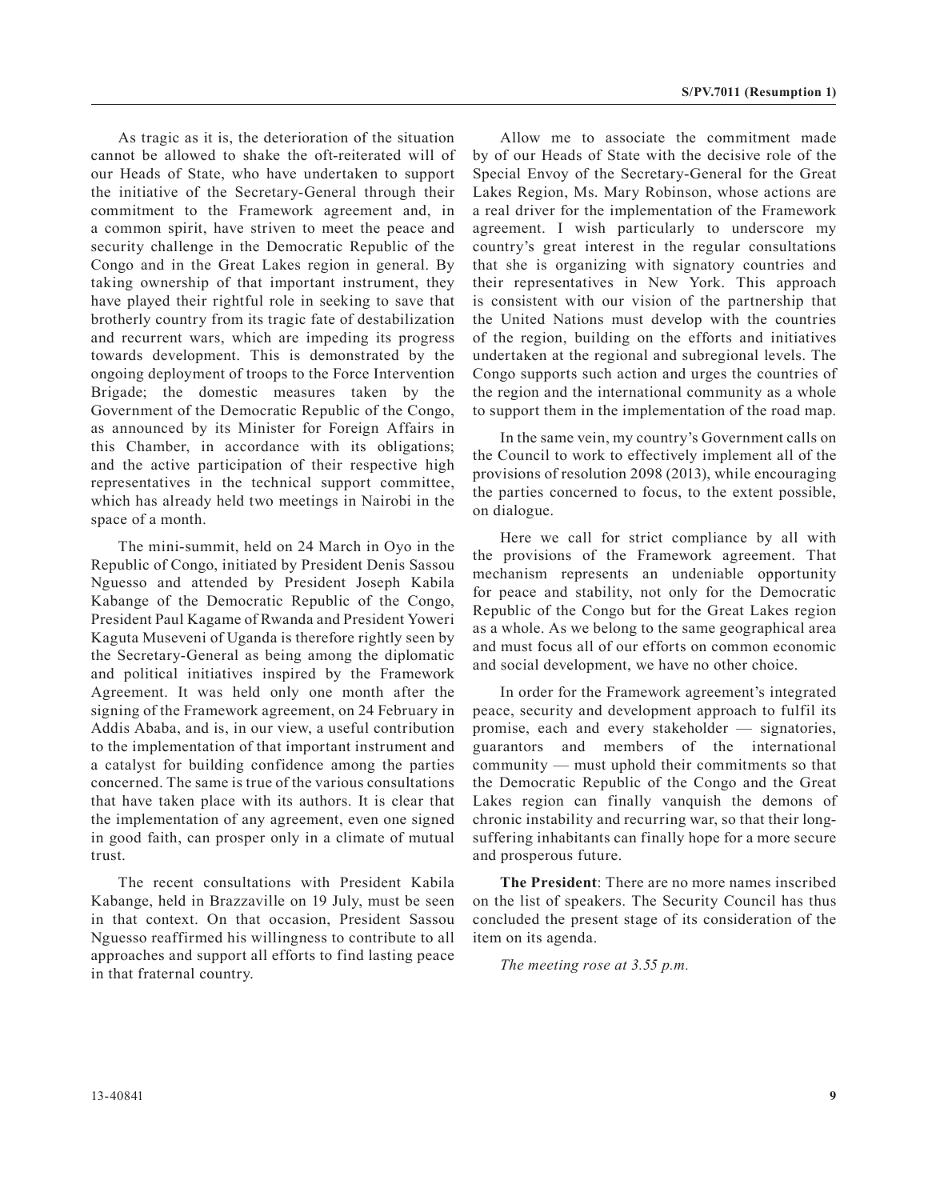As tragic as it is, the deterioration of the situation cannot be allowed to shake the oft-reiterated will of our Heads of State, who have undertaken to support the initiative of the Secretary-General through their commitment to the Framework agreement and, in a common spirit, have striven to meet the peace and security challenge in the Democratic Republic of the Congo and in the Great Lakes region in general. By taking ownership of that important instrument, they have played their rightful role in seeking to save that brotherly country from its tragic fate of destabilization and recurrent wars, which are impeding its progress towards development. This is demonstrated by the ongoing deployment of troops to the Force Intervention Brigade; the domestic measures taken by the Government of the Democratic Republic of the Congo, as announced by its Minister for Foreign Affairs in this Chamber, in accordance with its obligations; and the active participation of their respective high representatives in the technical support committee, which has already held two meetings in Nairobi in the space of a month.

The mini-summit, held on 24 March in Oyo in the Republic of Congo, initiated by President Denis Sassou Nguesso and attended by President Joseph Kabila Kabange of the Democratic Republic of the Congo, President Paul Kagame of Rwanda and President Yoweri Kaguta Museveni of Uganda is therefore rightly seen by the Secretary-General as being among the diplomatic and political initiatives inspired by the Framework Agreement. It was held only one month after the signing of the Framework agreement, on 24 February in Addis Ababa, and is, in our view, a useful contribution to the implementation of that important instrument and a catalyst for building confidence among the parties concerned. The same is true of the various consultations that have taken place with its authors. It is clear that the implementation of any agreement, even one signed in good faith, can prosper only in a climate of mutual trust.

The recent consultations with President Kabila Kabange, held in Brazzaville on 19 July, must be seen in that context. On that occasion, President Sassou Nguesso reaffirmed his willingness to contribute to all approaches and support all efforts to find lasting peace in that fraternal country.

Allow me to associate the commitment made by of our Heads of State with the decisive role of the Special Envoy of the Secretary-General for the Great Lakes Region, Ms. Mary Robinson, whose actions are a real driver for the implementation of the Framework agreement. I wish particularly to underscore my country's great interest in the regular consultations that she is organizing with signatory countries and their representatives in New York. This approach is consistent with our vision of the partnership that the United Nations must develop with the countries of the region, building on the efforts and initiatives undertaken at the regional and subregional levels. The Congo supports such action and urges the countries of the region and the international community as a whole to support them in the implementation of the road map.

In the same vein, my country's Government calls on the Council to work to effectively implement all of the provisions of resolution 2098 (2013), while encouraging the parties concerned to focus, to the extent possible, on dialogue.

Here we call for strict compliance by all with the provisions of the Framework agreement. That mechanism represents an undeniable opportunity for peace and stability, not only for the Democratic Republic of the Congo but for the Great Lakes region as a whole. As we belong to the same geographical area and must focus all of our efforts on common economic and social development, we have no other choice.

In order for the Framework agreement's integrated peace, security and development approach to fulfil its promise, each and every stakeholder — signatories, guarantors and members of the international community — must uphold their commitments so that the Democratic Republic of the Congo and the Great Lakes region can finally vanquish the demons of chronic instability and recurring war, so that their long-suffering inhabitants can finally hope for a more secure and prosperous future.

**The President**: There are no more names inscribed on the list of speakers. The Security Council has thus concluded the present stage of its consideration of the item on its agenda.

*The meeting rose at 3.55 p.m.*